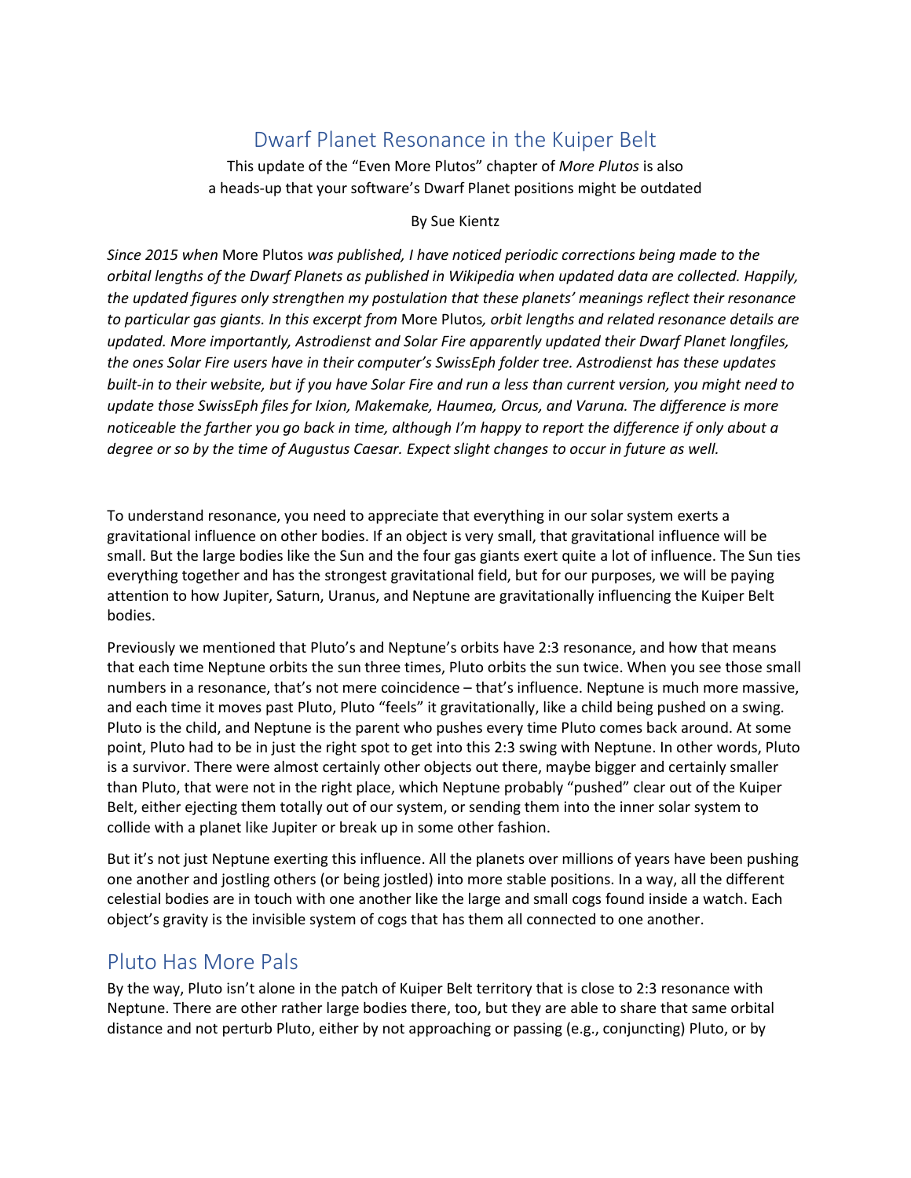# Dwarf Planet Resonance in the Kuiper Belt

This update of the "Even More Plutos" chapter of *More Plutos* is also
a heads-up that your software's Dwarf Planet positions might be outdated

By Sue Kientz

*Since 2015 when* More Plutos *was published, I have noticed periodic corrections being made to the orbital lengths of the Dwarf Planets as published in Wikipedia when updated data are collected. Happily, the updated figures only strengthen my postulation that these planets' meanings reflect their resonance to particular gas giants. In this excerpt from* More Plutos*, orbit lengths and related resonance details are updated. More importantly, Astrodienst and Solar Fire apparently updated their Dwarf Planet longfiles, the ones Solar Fire users have in their computer's SwissEph folder tree. Astrodienst has these updates built-in to their website, but if you have Solar Fire and run a less than current version, you might need to update those SwissEph files for Ixion, Makemake, Haumea, Orcus, and Varuna. The difference is more noticeable the farther you go back in time, although I'm happy to report the difference if only about a degree or so by the time of Augustus Caesar. Expect slight changes to occur in future as well.*

To understand resonance, you need to appreciate that everything in our solar system exerts a gravitational influence on other bodies. If an object is very small, that gravitational influence will be small. But the large bodies like the Sun and the four gas giants exert quite a lot of influence. The Sun ties everything together and has the strongest gravitational field, but for our purposes, we will be paying attention to how Jupiter, Saturn, Uranus, and Neptune are gravitationally influencing the Kuiper Belt bodies.

Previously we mentioned that Pluto's and Neptune's orbits have 2:3 resonance, and how that means that each time Neptune orbits the sun three times, Pluto orbits the sun twice. When you see those small numbers in a resonance, that's not mere coincidence – that's influence. Neptune is much more massive, and each time it moves past Pluto, Pluto "feels" it gravitationally, like a child being pushed on a swing. Pluto is the child, and Neptune is the parent who pushes every time Pluto comes back around. At some point, Pluto had to be in just the right spot to get into this 2:3 swing with Neptune. In other words, Pluto is a survivor. There were almost certainly other objects out there, maybe bigger and certainly smaller than Pluto, that were not in the right place, which Neptune probably "pushed" clear out of the Kuiper Belt, either ejecting them totally out of our system, or sending them into the inner solar system to collide with a planet like Jupiter or break up in some other fashion.

But it's not just Neptune exerting this influence. All the planets over millions of years have been pushing one another and jostling others (or being jostled) into more stable positions. In a way, all the different celestial bodies are in touch with one another like the large and small cogs found inside a watch. Each object's gravity is the invisible system of cogs that has them all connected to one another.

## Pluto Has More Pals

By the way, Pluto isn't alone in the patch of Kuiper Belt territory that is close to 2:3 resonance with Neptune. There are other rather large bodies there, too, but they are able to share that same orbital distance and not perturb Pluto, either by not approaching or passing (e.g., conjuncting) Pluto, or by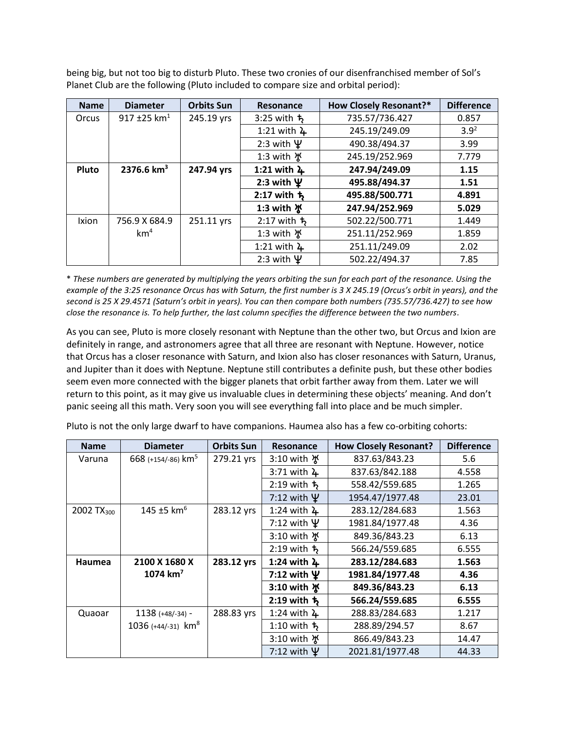being big, but not too big to disturb Pluto. These two cronies of our disenfranchised member of Sol's Planet Club are the following (Pluto included to compare size and orbital period):

| Name | Diameter | Orbits Sun | Resonance | How Closely Resonant?* | Difference |
|---|---|---|---|---|---|
| Orcus | 917 ±25 km[1] | 245.19 yrs | 3:25 with ♄ | 735.57/736.427 | 0.857 |
| | | | 1:21 with ♃ | 245.19/249.09 | 3.9[2] |
| | | | 2:3 with ♆ | 490.38/494.37 | 3.99 |
| | | | 1:3 with ♅ | 245.19/252.969 | 7.779 |
| **Pluto** | **2376.6 km[3]** | **247.94 yrs** | **1:21 with ♃** | **247.94/249.09** | **1.15** |
| | | | **2:3 with ♆** | **495.88/494.37** | **1.51** |
| | | | **2:17 with ♄** | **495.88/500.771** | **4.891** |
| | | | **1:3 with ♅** | **247.94/252.969** | **5.029** |
| Ixion | 756.9 X 684.9 km[4] | 251.11 yrs | 2:17 with ♄ | 502.22/500.771 | 1.449 |
| | | | 1:3 with ♅ | 251.11/252.969 | 1.859 |
| | | | 1:21 with ♃ | 251.11/249.09 | 2.02 |
| | | | 2:3 with ♆ | 502.22/494.37 | 7.85 |

* *These numbers are generated by multiplying the years orbiting the sun for each part of the resonance. Using the example of the 3:25 resonance Orcus has with Saturn, the first number is 3 X 245.19 (Orcus's orbit in years), and the second is 25 X 29.4571 (Saturn's orbit in years). You can then compare both numbers (735.57/736.427) to see how close the resonance is. To help further, the last column specifies the difference between the two numbers.*

As you can see, Pluto is more closely resonant with Neptune than the other two, but Orcus and Ixion are definitely in range, and astronomers agree that all three are resonant with Neptune. However, notice that Orcus has a closer resonance with Saturn, and Ixion also has closer resonances with Saturn, Uranus, and Jupiter than it does with Neptune. Neptune still contributes a definite push, but these other bodies seem even more connected with the bigger planets that orbit farther away from them. Later we will return to this point, as it may give us invaluable clues in determining these objects' meaning. And don't panic seeing all this math. Very soon you will see everything fall into place and be much simpler.

Pluto is not the only large dwarf to have companions. Haumea also has a few co-orbiting cohorts:

| Name | Diameter | Orbits Sun | Resonance | How Closely Resonant? | Difference |
|---|---|---|---|---|---|
| Varuna | 668 (+154/-86) km[5] | 279.21 yrs | 3:10 with ♅ | 837.63/843.23 | 5.6 |
| | | | 3:71 with ♃ | 837.63/842.188 | 4.558 |
| | | | 2:19 with ♄ | 558.42/559.685 | 1.265 |
| | | | 7:12 with ♆ | 1954.47/1977.48 | 23.01 |
| 2002 $TX_{300}$ | 145 ±5 km[6] | 283.12 yrs | 1:24 with ♃ | 283.12/284.683 | 1.563 |
| | | | 7:12 with ♆ | 1981.84/1977.48 | 4.36 |
| | | | 3:10 with ♅ | 849.36/843.23 | 6.13 |
| | | | 2:19 with ♄ | 566.24/559.685 | 6.555 |
| **Haumea** | **2100 X 1680 X 1074 km[7]** | **283.12 yrs** | **1:24 with ♃** | **283.12/284.683** | **1.563** |
| | | | **7:12 with ♆** | **1981.84/1977.48** | **4.36** |
| | | | **3:10 with ♅** | **849.36/843.23** | **6.13** |
| | | | **2:19 with ♄** | **566.24/559.685** | **6.555** |
| Quaoar | 1138 (+48/-34) - 1036 (+44/-31) km[8] | 288.83 yrs | 1:24 with ♃ | 288.83/284.683 | 1.217 |
| | | | 1:10 with ♄ | 288.89/294.57 | 8.67 |
| | | | 3:10 with ♅ | 866.49/843.23 | 14.47 |
| | | | 7:12 with ♆ | 2021.81/1977.48 | 44.33 |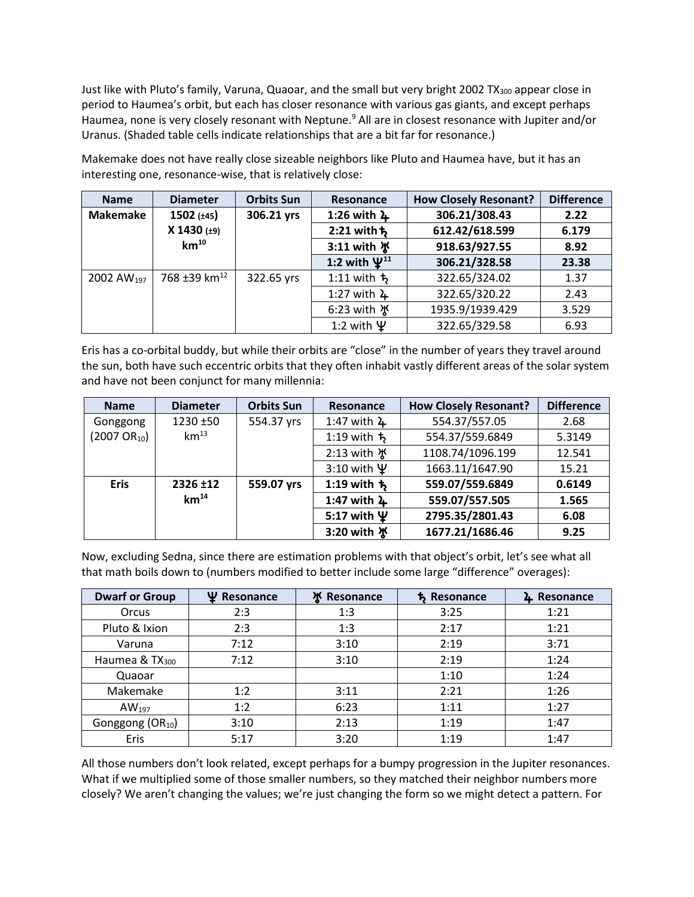Just like with Pluto's family, Varuna, Quaoar, and the small but very bright 2002 $TX_{300}$ appear close in period to Haumea's orbit, but each has closer resonance with various gas giants, and except perhaps Haumea, none is very closely resonant with Neptune.[9] All are in closest resonance with Jupiter and/or Uranus. (Shaded table cells indicate relationships that are a bit far for resonance.)

Makemake does not have really close sizeable neighbors like Pluto and Haumea have, but it has an interesting one, resonance-wise, that is relatively close:

| Name | Diameter | Orbits Sun | Resonance | How Closely Resonant? | Difference |
|---|---|---|---|---|---|
| **Makemake** | **1502 (±45) X 1430 (±9) km[10]** | **306.21 yrs** | **1:26 with ♃** | **306.21/308.43** | **2.22** |
| | | | **2:21 with ♄** | **612.42/618.599** | **6.179** |
| | | | **3:11 with ♅** | **918.63/927.55** | **8.92** |
| | | | **1:2 with ♆[11]** | **306.21/328.58** | **23.38** |
| 2002 $AW_{197}$ | 768 ±39 km[12] | 322.65 yrs | 1:11 with ♄ | 322.65/324.02 | 1.37 |
| | | | 1:27 with ♃ | 322.65/320.22 | 2.43 |
| | | | 6:23 with ♅ | 1935.9/1939.429 | 3.529 |
| | | | 1:2 with ♆ | 322.65/329.58 | 6.93 |

Eris has a co-orbital buddy, but while their orbits are "close" in the number of years they travel around the sun, both have such eccentric orbits that they often inhabit vastly different areas of the solar system and have not been conjunct for many millennia:

| Name | Diameter | Orbits Sun | Resonance | How Closely Resonant? | Difference |
|---|---|---|---|---|---|
| Gonggong (2007 $OR_{10}$) | 1230 ±50 km[13] | 554.37 yrs | 1:47 with ♃ | 554.37/557.05 | 2.68 |
| | | | 1:19 with ♄ | 554.37/559.6849 | 5.3149 |
| | | | 2:13 with ♅ | 1108.74/1096.199 | 12.541 |
| | | | 3:10 with ♆ | 1663.11/1647.90 | 15.21 |
| **Eris** | **2326 ±12 km[14]** | **559.07 yrs** | **1:19 with ♄** | **559.07/559.6849** | **0.6149** |
| | | | **1:47 with ♃** | **559.07/557.505** | **1.565** |
| | | | **5:17 with ♆** | **2795.35/2801.43** | **6.08** |
| | | | **3:20 with ♅** | **1677.21/1686.46** | **9.25** |

Now, excluding Sedna, since there are estimation problems with that object's orbit, let's see what all that math boils down to (numbers modified to better include some large "difference" overages):

| Dwarf or Group | ♆ Resonance | ♅ Resonance | ♄ Resonance | ♃ Resonance |
|---|---|---|---|---|
| Orcus | 2:3 | 1:3 | 3:25 | 1:21 |
| Pluto & Ixion | 2:3 | 1:3 | 2:17 | 1:21 |
| Varuna | 7:12 | 3:10 | 2:19 | 3:71 |
| Haumea & $TX_{300}$ | 7:12 | 3:10 | 2:19 | 1:24 |
| Quaoar | | | 1:10 | 1:24 |
| Makemake | 1:2 | 3:11 | 2:21 | 1:26 |
| $AW_{197}$ | 1:2 | 6:23 | 1:11 | 1:27 |
| Gonggong ($OR_{10}$) | 3:10 | 2:13 | 1:19 | 1:47 |
| Eris | 5:17 | 3:20 | 1:19 | 1:47 |

All those numbers don't look related, except perhaps for a bumpy progression in the Jupiter resonances. What if we multiplied some of those smaller numbers, so they matched their neighbor numbers more closely? We aren't changing the values; we're just changing the form so we might detect a pattern. For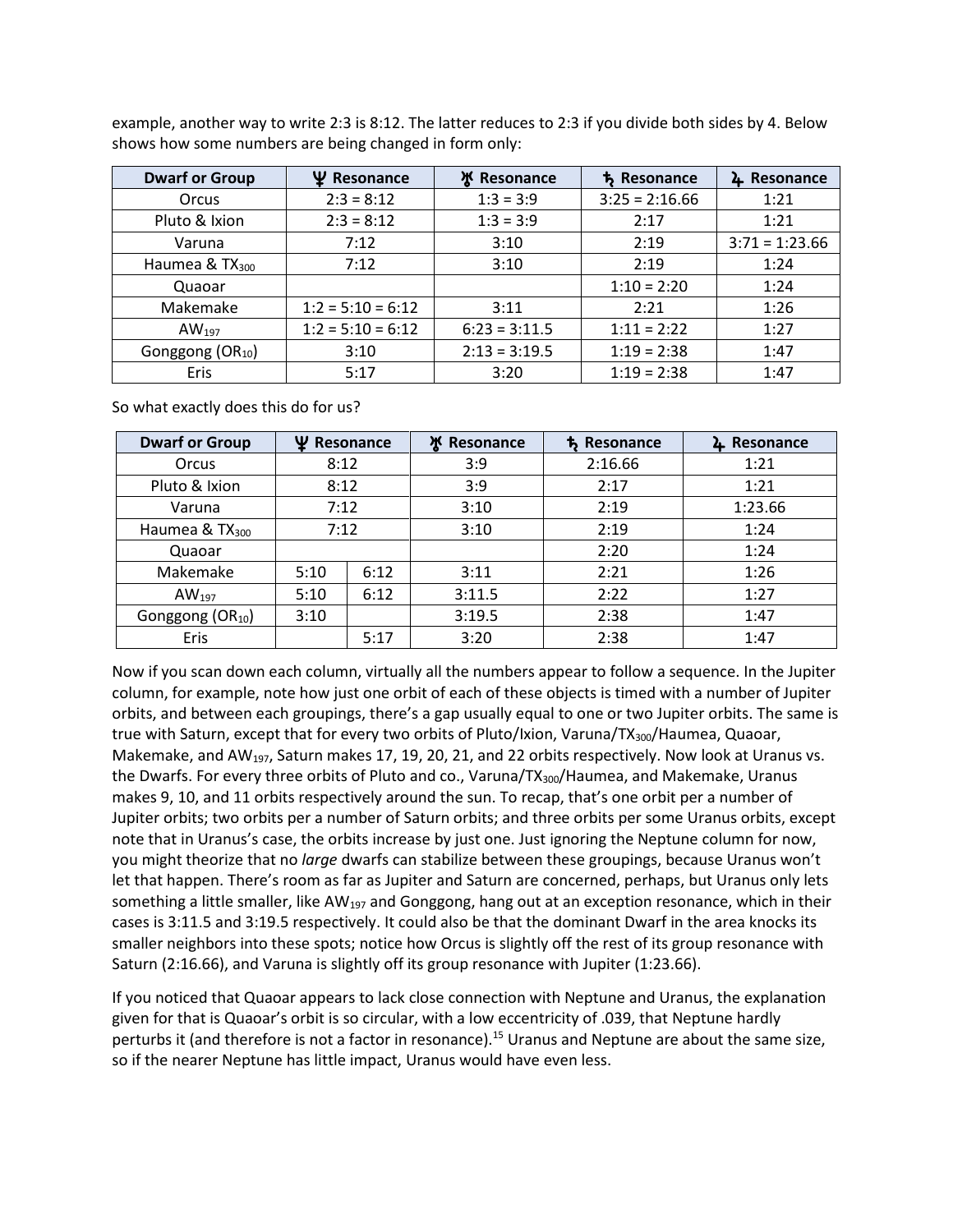example, another way to write 2:3 is 8:12. The latter reduces to 2:3 if you divide both sides by 4. Below shows how some numbers are being changed in form only:

| Dwarf or Group | ♆ Resonance | ♅ Resonance | ♄ Resonance | ♃ Resonance |
|---|---|---|---|---|
| Orcus | 2:3 = 8:12 | 1:3 = 3:9 | 3:25 = 2:16.66 | 1:21 |
| Pluto & Ixion | 2:3 = 8:12 | 1:3 = 3:9 | 2:17 | 1:21 |
| Varuna | 7:12 | 3:10 | 2:19 | 3:71 = 1:23.66 |
| Haumea & $TX_{300}$ | 7:12 | 3:10 | 2:19 | 1:24 |
| Quaoar | | | 1:10 = 2:20 | 1:24 |
| Makemake | 1:2 = 5:10 = 6:12 | 3:11 | 2:21 | 1:26 |
| $AW_{197}$ | 1:2 = 5:10 = 6:12 | 6:23 = 3:11.5 | 1:11 = 2:22 | 1:27 |
| Gonggong ($OR_{10}$) | 3:10 | 2:13 = 3:19.5 | 1:19 = 2:38 | 1:47 |
| Eris | 5:17 | 3:20 | 1:19 = 2:38 | 1:47 |

So what exactly does this do for us?

| Dwarf or Group | ♆ Resonance | | ♅ Resonance | ♄ Resonance | ♃ Resonance |
|---|---|---|---|---|---|
| Orcus | 8:12 | | 3:9 | 2:16.66 | 1:21 |
| Pluto & Ixion | 8:12 | | 3:9 | 2:17 | 1:21 |
| Varuna | 7:12 | | 3:10 | 2:19 | 1:23.66 |
| Haumea & $TX_{300}$ | 7:12 | | 3:10 | 2:19 | 1:24 |
| Quaoar | | | | 2:20 | 1:24 |
| Makemake | 5:10 | 6:12 | 3:11 | 2:21 | 1:26 |
| $AW_{197}$ | 5:10 | 6:12 | 3:11.5 | 2:22 | 1:27 |
| Gonggong ($OR_{10}$) | 3:10 | | 3:19.5 | 2:38 | 1:47 |
| Eris | | 5:17 | 3:20 | 2:38 | 1:47 |

Now if you scan down each column, virtually all the numbers appear to follow a sequence. In the Jupiter column, for example, note how just one orbit of each of these objects is timed with a number of Jupiter orbits, and between each groupings, there's a gap usually equal to one or two Jupiter orbits. The same is true with Saturn, except that for every two orbits of Pluto/Ixion, Varuna/$TX_{300}$/Haumea, Quaoar, Makemake, and $AW_{197}$, Saturn makes 17, 19, 20, 21, and 22 orbits respectively. Now look at Uranus vs. the Dwarfs. For every three orbits of Pluto and co., Varuna/$TX_{300}$/Haumea, and Makemake, Uranus makes 9, 10, and 11 orbits respectively around the sun. To recap, that's one orbit per a number of Jupiter orbits; two orbits per a number of Saturn orbits; and three orbits per some Uranus orbits, except note that in Uranus's case, the orbits increase by just one. Just ignoring the Neptune column for now, you might theorize that no *large* dwarfs can stabilize between these groupings, because Uranus won't let that happen. There's room as far as Jupiter and Saturn are concerned, perhaps, but Uranus only lets something a little smaller, like $AW_{197}$ and Gonggong, hang out at an exception resonance, which in their cases is 3:11.5 and 3:19.5 respectively. It could also be that the dominant Dwarf in the area knocks its smaller neighbors into these spots; notice how Orcus is slightly off the rest of its group resonance with Saturn (2:16.66), and Varuna is slightly off its group resonance with Jupiter (1:23.66).

If you noticed that Quaoar appears to lack close connection with Neptune and Uranus, the explanation given for that is Quaoar's orbit is so circular, with a low eccentricity of .039, that Neptune hardly perturbs it (and therefore is not a factor in resonance).[15] Uranus and Neptune are about the same size, so if the nearer Neptune has little impact, Uranus would have even less.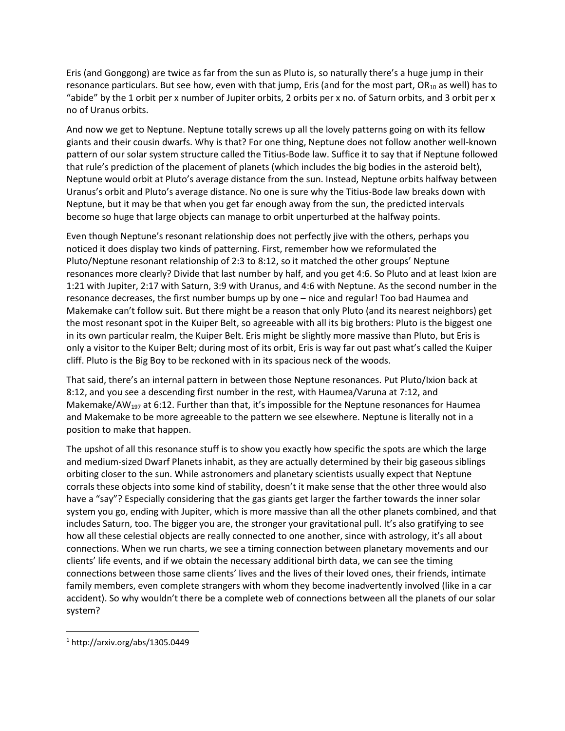Eris (and Gonggong) are twice as far from the sun as Pluto is, so naturally there's a huge jump in their resonance particulars. But see how, even with that jump, Eris (and for the most part, $OR_{10}$ as well) has to "abide" by the 1 orbit per x number of Jupiter orbits, 2 orbits per x no. of Saturn orbits, and 3 orbit per x no of Uranus orbits.

And now we get to Neptune. Neptune totally screws up all the lovely patterns going on with its fellow giants and their cousin dwarfs. Why is that? For one thing, Neptune does not follow another well-known pattern of our solar system structure called the Titius-Bode law. Suffice it to say that if Neptune followed that rule's prediction of the placement of planets (which includes the big bodies in the asteroid belt), Neptune would orbit at Pluto's average distance from the sun. Instead, Neptune orbits halfway between Uranus's orbit and Pluto's average distance. No one is sure why the Titius-Bode law breaks down with Neptune, but it may be that when you get far enough away from the sun, the predicted intervals become so huge that large objects can manage to orbit unperturbed at the halfway points.

Even though Neptune's resonant relationship does not perfectly jive with the others, perhaps you noticed it does display two kinds of patterning. First, remember how we reformulated the Pluto/Neptune resonant relationship of 2:3 to 8:12, so it matched the other groups' Neptune resonances more clearly? Divide that last number by half, and you get 4:6. So Pluto and at least Ixion are 1:21 with Jupiter, 2:17 with Saturn, 3:9 with Uranus, and 4:6 with Neptune. As the second number in the resonance decreases, the first number bumps up by one – nice and regular! Too bad Haumea and Makemake can't follow suit. But there might be a reason that only Pluto (and its nearest neighbors) get the most resonant spot in the Kuiper Belt, so agreeable with all its big brothers: Pluto is the biggest one in its own particular realm, the Kuiper Belt. Eris might be slightly more massive than Pluto, but Eris is only a visitor to the Kuiper Belt; during most of its orbit, Eris is way far out past what's called the Kuiper cliff. Pluto is the Big Boy to be reckoned with in its spacious neck of the woods.

That said, there's an internal pattern in between those Neptune resonances. Put Pluto/Ixion back at 8:12, and you see a descending first number in the rest, with Haumea/Varuna at 7:12, and Makemake/$AW_{197}$ at 6:12. Further than that, it's impossible for the Neptune resonances for Haumea and Makemake to be more agreeable to the pattern we see elsewhere. Neptune is literally not in a position to make that happen.

The upshot of all this resonance stuff is to show you exactly how specific the spots are which the large and medium-sized Dwarf Planets inhabit, as they are actually determined by their big gaseous siblings orbiting closer to the sun. While astronomers and planetary scientists usually expect that Neptune corrals these objects into some kind of stability, doesn't it make sense that the other three would also have a "say"? Especially considering that the gas giants get larger the farther towards the inner solar system you go, ending with Jupiter, which is more massive than all the other planets combined, and that includes Saturn, too. The bigger you are, the stronger your gravitational pull. It's also gratifying to see how all these celestial objects are really connected to one another, since with astrology, it's all about connections. When we run charts, we see a timing connection between planetary movements and our clients' life events, and if we obtain the necessary additional birth data, we can see the timing connections between those same clients' lives and the lives of their loved ones, their friends, intimate family members, even complete strangers with whom they become inadvertently involved (like in a car accident). So why wouldn't there be a complete web of connections between all the planets of our solar system?

---

[1] http://arxiv.org/abs/1305.0449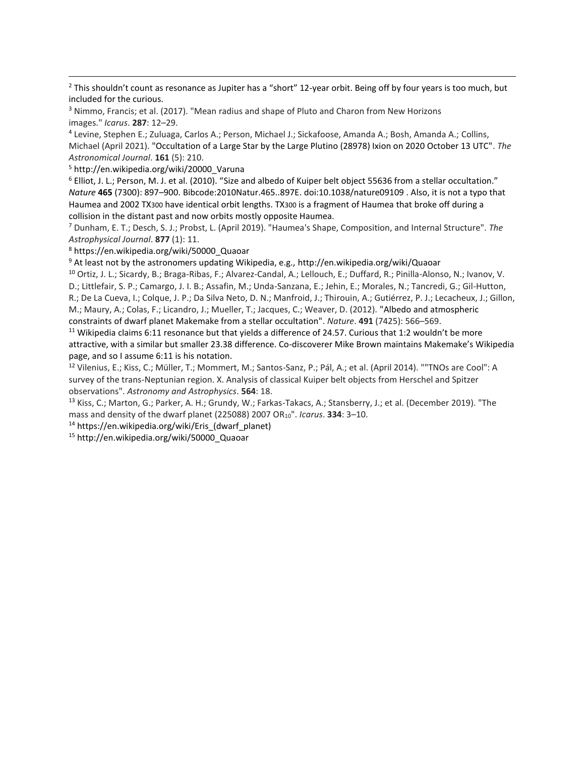[2] This shouldn't count as resonance as Jupiter has a "short" 12-year orbit. Being off by four years is too much, but included for the curious.

[3] Nimmo, Francis; et al. (2017). "Mean radius and shape of Pluto and Charon from New Horizons images." *Icarus*. **287**: 12–29.

[4] Levine, Stephen E.; Zuluaga, Carlos A.; Person, Michael J.; Sickafoose, Amanda A.; Bosh, Amanda A.; Collins, Michael (April 2021). "Occultation of a Large Star by the Large Plutino (28978) Ixion on 2020 October 13 UTC". *The Astronomical Journal*. **161** (5): 210.

[5] http://en.wikipedia.org/wiki/20000_Varuna

[6] Elliot, J. L.; Person, M. J. et al. (2010). "Size and albedo of Kuiper belt object 55636 from a stellar occultation." *Nature* **465** (7300): 897–900. Bibcode:2010Natur.465..897E. doi:10.1038/nature09109 . Also, it is not a typo that Haumea and 2002 TX300 have identical orbit lengths. TX300 is a fragment of Haumea that broke off during a collision in the distant past and now orbits mostly opposite Haumea.

[7] Dunham, E. T.; Desch, S. J.; Probst, L. (April 2019). "Haumea's Shape, Composition, and Internal Structure". *The Astrophysical Journal*. **877** (1): 11.

[8] https://en.wikipedia.org/wiki/50000_Quaoar

[9] At least not by the astronomers updating Wikipedia, e.g., http://en.wikipedia.org/wiki/Quaoar

[10] Ortiz, J. L.; Sicardy, B.; Braga-Ribas, F.; Alvarez-Candal, A.; Lellouch, E.; Duffard, R.; Pinilla-Alonso, N.; Ivanov, V. D.; Littlefair, S. P.; Camargo, J. I. B.; Assafin, M.; Unda-Sanzana, E.; Jehin, E.; Morales, N.; Tancredi, G.; Gil-Hutton, R.; De La Cueva, I.; Colque, J. P.; Da Silva Neto, D. N.; Manfroid, J.; Thirouin, A.; Gutiérrez, P. J.; Lecacheux, J.; Gillon, M.; Maury, A.; Colas, F.; Licandro, J.; Mueller, T.; Jacques, C.; Weaver, D. (2012). "Albedo and atmospheric constraints of dwarf planet Makemake from a stellar occultation". *Nature*. **491** (7425): 566–569.

[11] Wikipedia claims 6:11 resonance but that yields a difference of 24.57. Curious that 1:2 wouldn't be more attractive, with a similar but smaller 23.38 difference. Co-discoverer Mike Brown maintains Makemake's Wikipedia page, and so I assume 6:11 is his notation.

[12] Vilenius, E.; Kiss, C.; Müller, T.; Mommert, M.; Santos-Sanz, P.; Pál, A.; et al. (April 2014). ""TNOs are Cool": A survey of the trans-Neptunian region. X. Analysis of classical Kuiper belt objects from Herschel and Spitzer observations". *Astronomy and Astrophysics*. **564**: 18.

[13] Kiss, C.; Marton, G.; Parker, A. H.; Grundy, W.; Farkas-Takacs, A.; Stansberry, J.; et al. (December 2019). "The mass and density of the dwarf planet (225088) 2007 $OR_{10}$". *Icarus*. **334**: 3–10.

[14] https://en.wikipedia.org/wiki/Eris_(dwarf_planet)

[15] http://en.wikipedia.org/wiki/50000_Quaoar